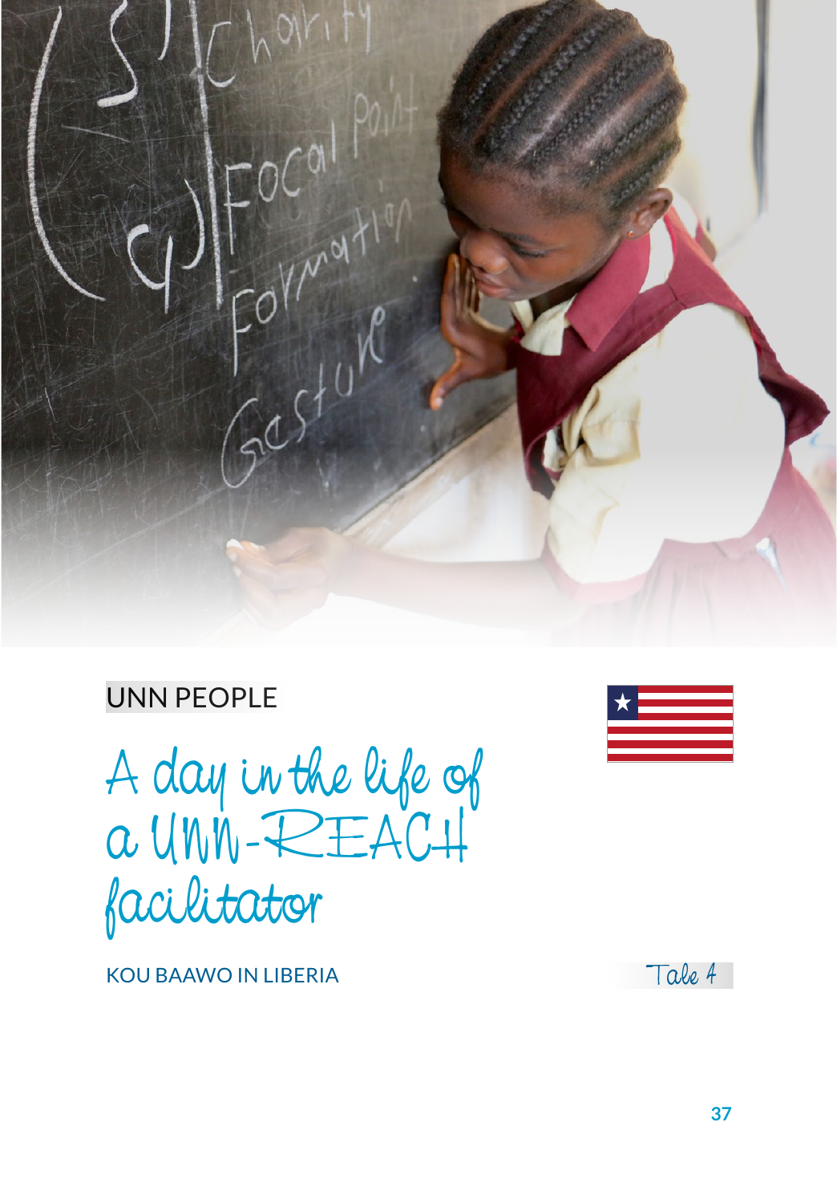UNN PEOPLE

# A day in the life of a UNN-REACH facilitator

KOU BAAWO IN LIBERIA

Tale 4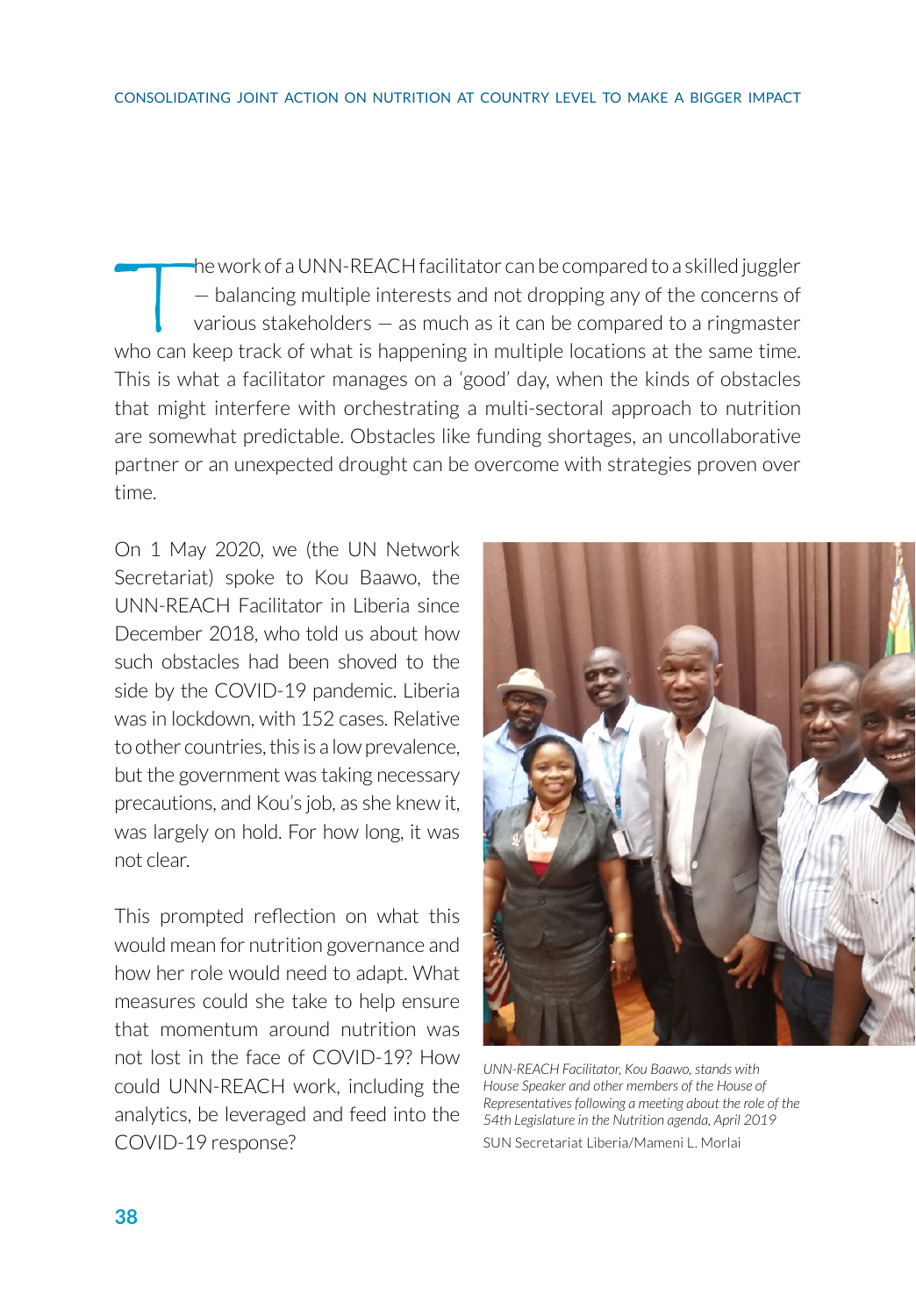The work of a UNN-REACH facilitator can be compared to a skilled juggler — balancing multiple interests and not dropping any of the concerns of various stakeholders — as much as it can be compared to a ringmaster who can keep track of what is happening in multiple locations at the same time. This is what a facilitator manages on a 'good' day, when the kinds of obstacles that might interfere with orchestrating a multi-sectoral approach to nutrition are somewhat predictable. Obstacles like funding shortages, an uncollaborative partner or an unexpected drought can be overcome with strategies proven over time.

On 1 May 2020, we (the UN Network Secretariat) spoke to Kou Baawo, the UNN-REACH Facilitator in Liberia since December 2018, who told us about how such obstacles had been shoved to the side by the COVID-19 pandemic. Liberia was in lockdown, with 152 cases. Relative to other countries, this is a low prevalence, but the government was taking necessary precautions, and Kou's job, as she knew it, was largely on hold. For how long, it was not clear.

This prompted reflection on what this would mean for nutrition governance and how her role would need to adapt. What measures could she take to help ensure that momentum around nutrition was not lost in the face of COVID-19? How could UNN-REACH work, including the analytics, be leveraged and feed into the COVID-19 response?

*UNN-REACH Facilitator, Kou Baawo, stands with House Speaker and other members of the House of Representatives following a meeting about the role of the 54th Legislature in the Nutrition agenda, April 2019*

SUN Secretariat Liberia/Mameni L. Morlai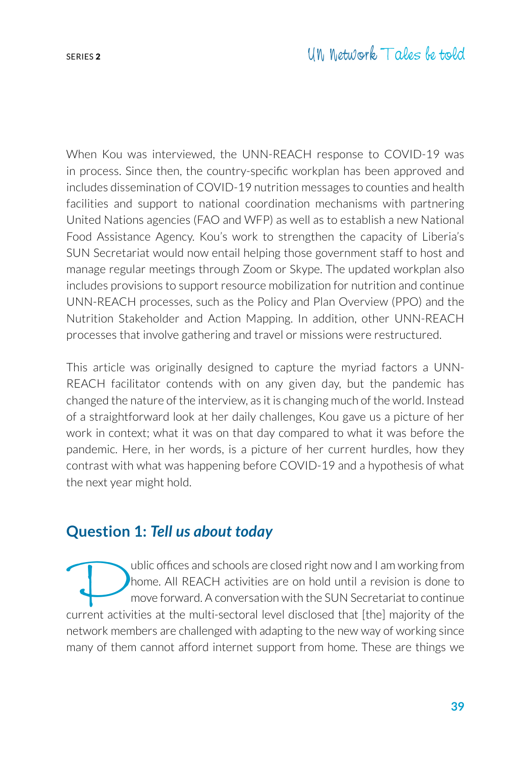When Kou was interviewed, the UNN-REACH response to COVID-19 was in process. Since then, the country-specific workplan has been approved and includes dissemination of COVID-19 nutrition messages to counties and health facilities and support to national coordination mechanisms with partnering United Nations agencies (FAO and WFP) as well as to establish a new National Food Assistance Agency. Kou's work to strengthen the capacity of Liberia's SUN Secretariat would now entail helping those government staff to host and manage regular meetings through Zoom or Skype. The updated workplan also includes provisions to support resource mobilization for nutrition and continue UNN-REACH processes, such as the Policy and Plan Overview (PPO) and the Nutrition Stakeholder and Action Mapping. In addition, other UNN-REACH processes that involve gathering and travel or missions were restructured.

This article was originally designed to capture the myriad factors a UNN-REACH facilitator contends with on any given day, but the pandemic has changed the nature of the interview, as it is changing much of the world. Instead of a straightforward look at her daily challenges, Kou gave us a picture of her work in context; what it was on that day compared to what it was before the pandemic. Here, in her words, is a picture of her current hurdles, how they contrast with what was happening before COVID-19 and a hypothesis of what the next year might hold.

## Question 1: *Tell us about today*

Public offices and schools are closed right now and I am working from home. All REACH activities are on hold until a revision is done to move forward. A conversation with the SUN Secretariat to continue current activities at the multi-sectoral level disclosed that [the] majority of the network members are challenged with adapting to the new way of working since many of them cannot afford internet support from home. These are things we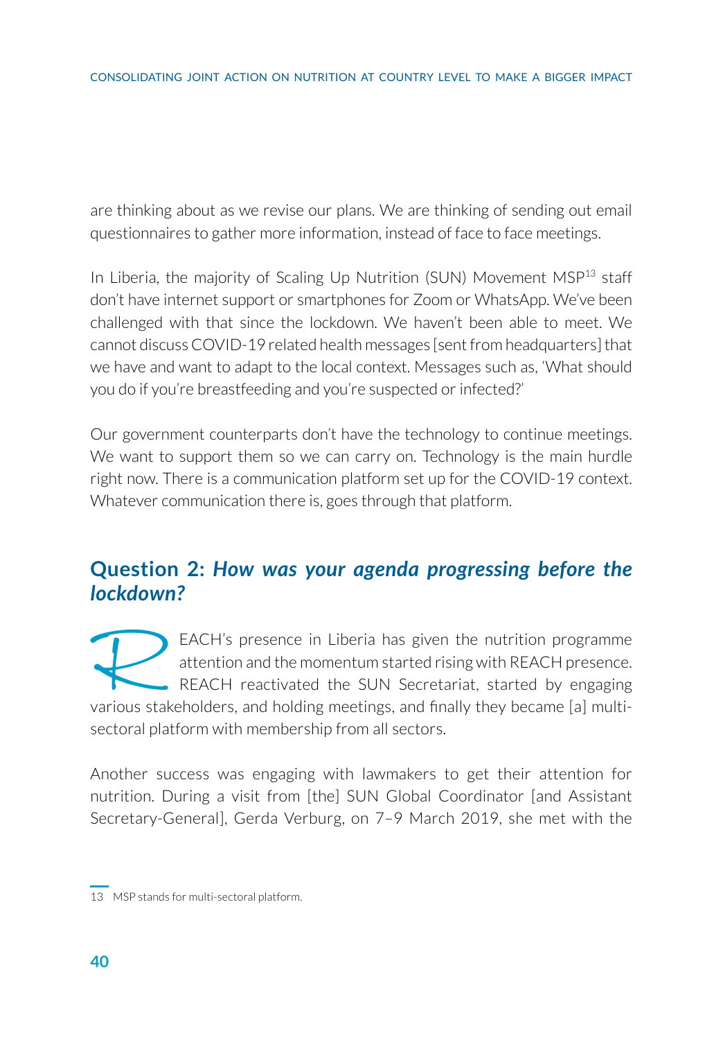are thinking about as we revise our plans. We are thinking of sending out email questionnaires to gather more information, instead of face to face meetings.

In Liberia, the majority of Scaling Up Nutrition (SUN) Movement MSP[13] staff don't have internet support or smartphones for Zoom or WhatsApp. We've been challenged with that since the lockdown. We haven't been able to meet. We cannot discuss COVID-19 related health messages [sent from headquarters] that we have and want to adapt to the local context. Messages such as, 'What should you do if you're breastfeeding and you're suspected or infected?'

Our government counterparts don't have the technology to continue meetings. We want to support them so we can carry on. Technology is the main hurdle right now. There is a communication platform set up for the COVID-19 context. Whatever communication there is, goes through that platform.

## Question 2: *How was your agenda progressing before the lockdown?*

REACH's presence in Liberia has given the nutrition programme attention and the momentum started rising with REACH presence. REACH reactivated the SUN Secretariat, started by engaging various stakeholders, and holding meetings, and finally they became [a] multi-sectoral platform with membership from all sectors.

Another success was engaging with lawmakers to get their attention for nutrition. During a visit from [the] SUN Global Coordinator [and Assistant Secretary-General], Gerda Verburg, on 7–9 March 2019, she met with the

13 MSP stands for multi-sectoral platform.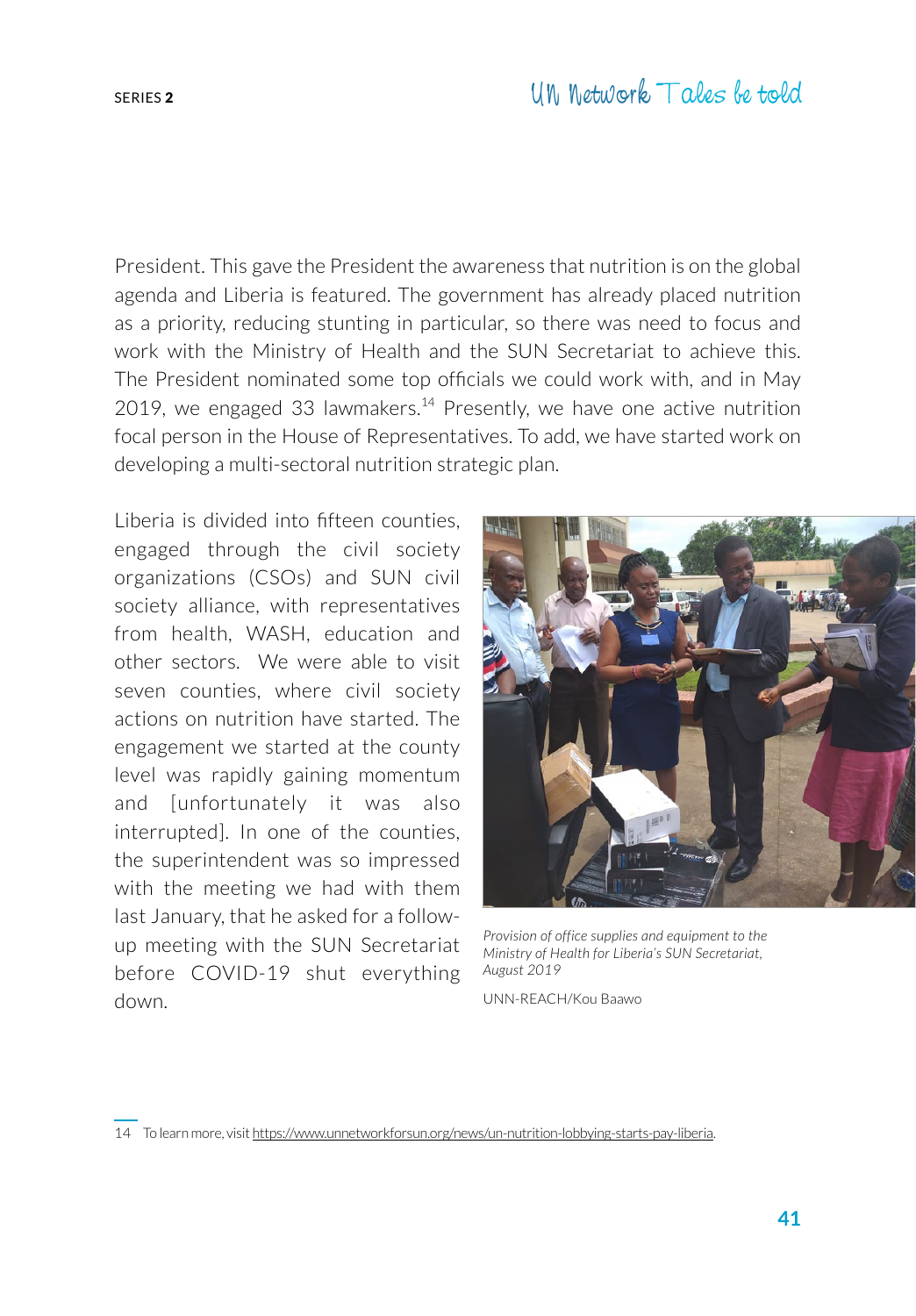President. This gave the President the awareness that nutrition is on the global agenda and Liberia is featured. The government has already placed nutrition as a priority, reducing stunting in particular, so there was need to focus and work with the Ministry of Health and the SUN Secretariat to achieve this. The President nominated some top officials we could work with, and in May 2019, we engaged 33 lawmakers.[14] Presently, we have one active nutrition focal person in the House of Representatives. To add, we have started work on developing a multi-sectoral nutrition strategic plan.

Liberia is divided into fifteen counties, engaged through the civil society organizations (CSOs) and SUN civil society alliance, with representatives from health, WASH, education and other sectors. We were able to visit seven counties, where civil society actions on nutrition have started. The engagement we started at the county level was rapidly gaining momentum and [unfortunately it was also interrupted]. In one of the counties, the superintendent was so impressed with the meeting we had with them last January, that he asked for a follow-up meeting with the SUN Secretariat before COVID-19 shut everything down.

*Provision of office supplies and equipment to the Ministry of Health for Liberia's SUN Secretariat, August 2019*

UNN-REACH/Kou Baawo

14 To learn more, visit https://www.unnetworkforsun.org/news/un-nutrition-lobbying-starts-pay-liberia.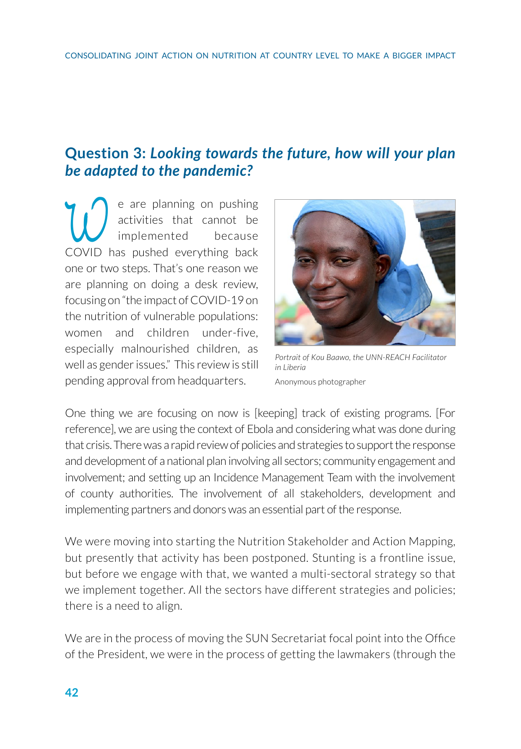## Question 3: *Looking towards the future, how will your plan be adapted to the pandemic?*

We are planning on pushing activities that cannot be implemented because COVID has pushed everything back one or two steps. That's one reason we are planning on doing a desk review, focusing on "the impact of COVID-19 on the nutrition of vulnerable populations: women and children under-five, especially malnourished children, as well as gender issues." This review is still pending approval from headquarters.

*Portrait of Kou Baawo, the UNN-REACH Facilitator in Liberia*

Anonymous photographer

One thing we are focusing on now is [keeping] track of existing programs. [For reference], we are using the context of Ebola and considering what was done during that crisis. There was a rapid review of policies and strategies to support the response and development of a national plan involving all sectors; community engagement and involvement; and setting up an Incidence Management Team with the involvement of county authorities. The involvement of all stakeholders, development and implementing partners and donors was an essential part of the response.

We were moving into starting the Nutrition Stakeholder and Action Mapping, but presently that activity has been postponed. Stunting is a frontline issue, but before we engage with that, we wanted a multi-sectoral strategy so that we implement together. All the sectors have different strategies and policies; there is a need to align.

We are in the process of moving the SUN Secretariat focal point into the Office of the President, we were in the process of getting the lawmakers (through the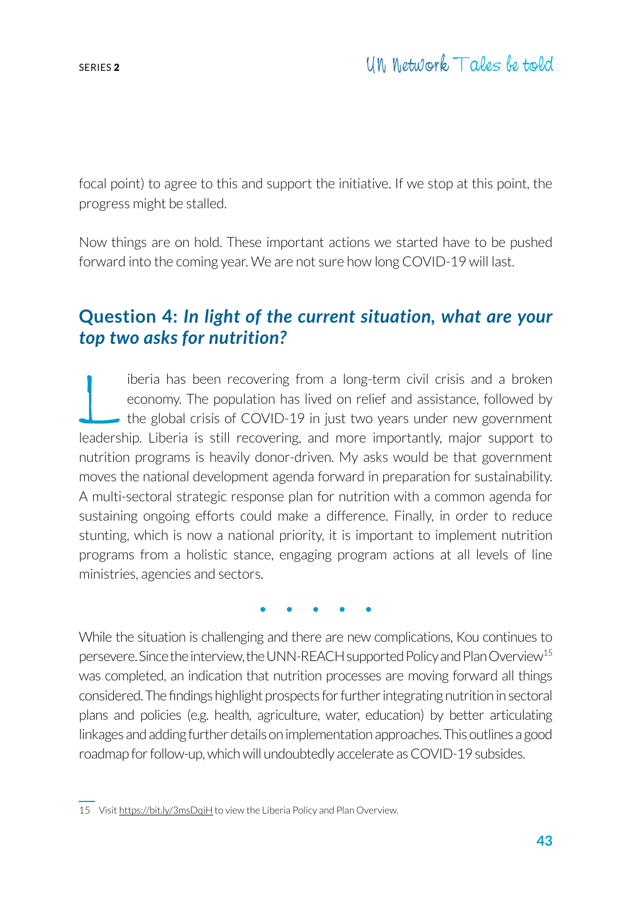focal point) to agree to this and support the initiative. If we stop at this point, the progress might be stalled.

Now things are on hold. These important actions we started have to be pushed forward into the coming year. We are not sure how long COVID-19 will last.

## Question 4: *In light of the current situation, what are your top two asks for nutrition?*

Liberia has been recovering from a long-term civil crisis and a broken economy. The population has lived on relief and assistance, followed by the global crisis of COVID-19 in just two years under new government leadership. Liberia is still recovering, and more importantly, major support to nutrition programs is heavily donor-driven. My asks would be that government moves the national development agenda forward in preparation for sustainability. A multi-sectoral strategic response plan for nutrition with a common agenda for sustaining ongoing efforts could make a difference. Finally, in order to reduce stunting, which is now a national priority, it is important to implement nutrition programs from a holistic stance, engaging program actions at all levels of line ministries, agencies and sectors.

• • • • •

While the situation is challenging and there are new complications, Kou continues to persevere. Since the interview, the UNN-REACH supported Policy and Plan Overview[15] was completed, an indication that nutrition processes are moving forward all things considered. The findings highlight prospects for further integrating nutrition in sectoral plans and policies (e.g. health, agriculture, water, education) by better articulating linkages and adding further details on implementation approaches. This outlines a good roadmap for follow-up, which will undoubtedly accelerate as COVID-19 subsides.

---

15 Visit https://bit.ly/3msDqiH to view the Liberia Policy and Plan Overview.